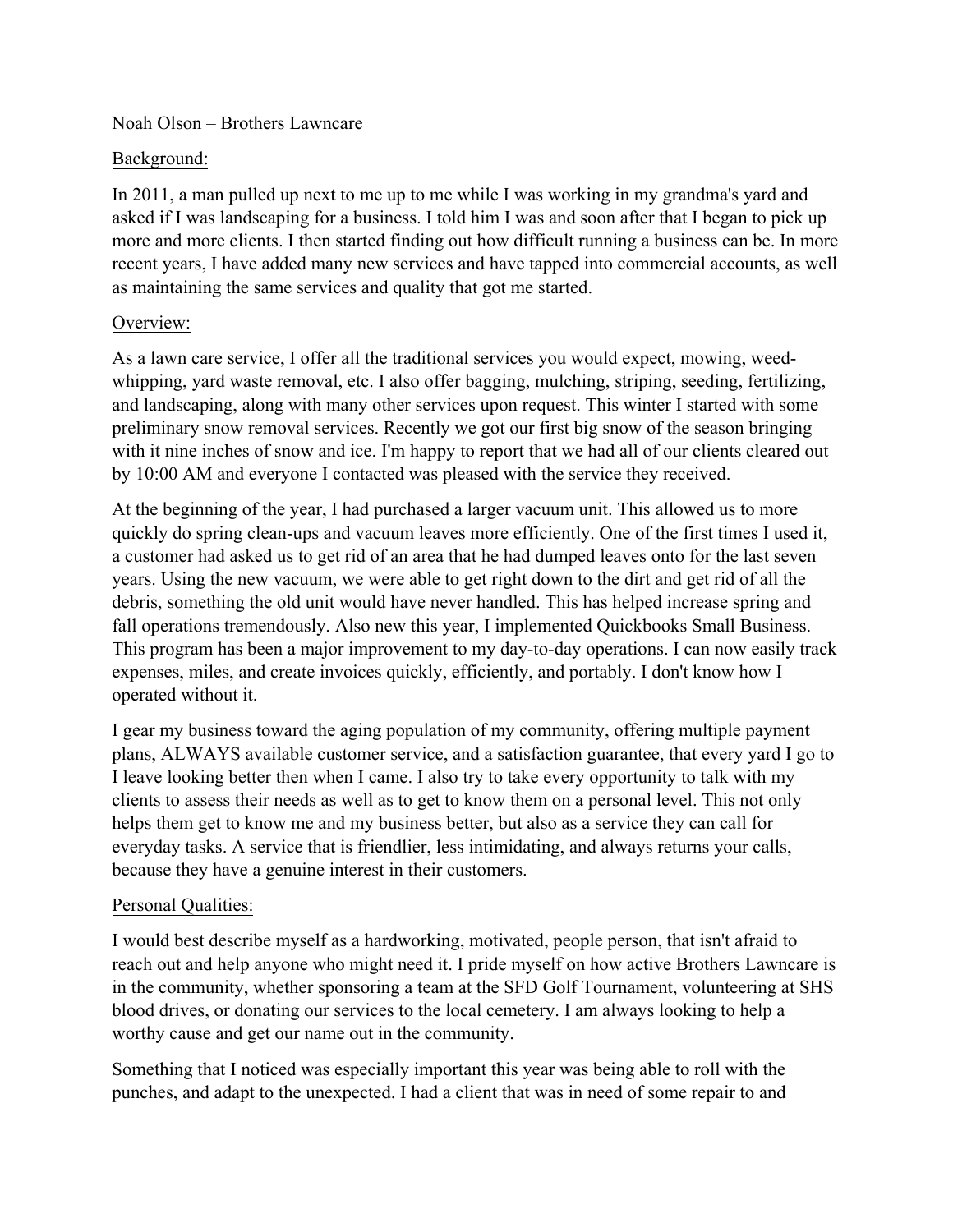Noah Olson – Brothers Lawncare

<u>Background:</u>

In 2011, a man pulled up next to me up to me while I was working in my grandma's yard and asked if I was landscaping for a business. I told him I was and soon after that I began to pick up more and more clients. I then started finding out how difficult running a business can be. In more recent years, I have added many new services and have tapped into commercial accounts, as well as maintaining the same services and quality that got me started.

<u>Overview:</u>

As a lawn care service, I offer all the traditional services you would expect, mowing, weed-whipping, yard waste removal, etc. I also offer bagging, mulching, striping, seeding, fertilizing, and landscaping, along with many other services upon request. This winter I started with some preliminary snow removal services. Recently we got our first big snow of the season bringing with it nine inches of snow and ice. I'm happy to report that we had all of our clients cleared out by 10:00 AM and everyone I contacted was pleased with the service they received.

At the beginning of the year, I had purchased a larger vacuum unit. This allowed us to more quickly do spring clean-ups and vacuum leaves more efficiently. One of the first times I used it, a customer had asked us to get rid of an area that he had dumped leaves onto for the last seven years. Using the new vacuum, we were able to get right down to the dirt and get rid of all the debris, something the old unit would have never handled. This has helped increase spring and fall operations tremendously. Also new this year, I implemented Quickbooks Small Business. This program has been a major improvement to my day-to-day operations. I can now easily track expenses, miles, and create invoices quickly, efficiently, and portably. I don't know how I operated without it.

I gear my business toward the aging population of my community, offering multiple payment plans, ALWAYS available customer service, and a satisfaction guarantee, that every yard I go to I leave looking better then when I came. I also try to take every opportunity to talk with my clients to assess their needs as well as to get to know them on a personal level. This not only helps them get to know me and my business better, but also as a service they can call for everyday tasks. A service that is friendlier, less intimidating, and always returns your calls, because they have a genuine interest in their customers.

<u>Personal Qualities:</u>

I would best describe myself as a hardworking, motivated, people person, that isn't afraid to reach out and help anyone who might need it. I pride myself on how active Brothers Lawncare is in the community, whether sponsoring a team at the SFD Golf Tournament, volunteering at SHS blood drives, or donating our services to the local cemetery. I am always looking to help a worthy cause and get our name out in the community.

Something that I noticed was especially important this year was being able to roll with the punches, and adapt to the unexpected. I had a client that was in need of some repair to and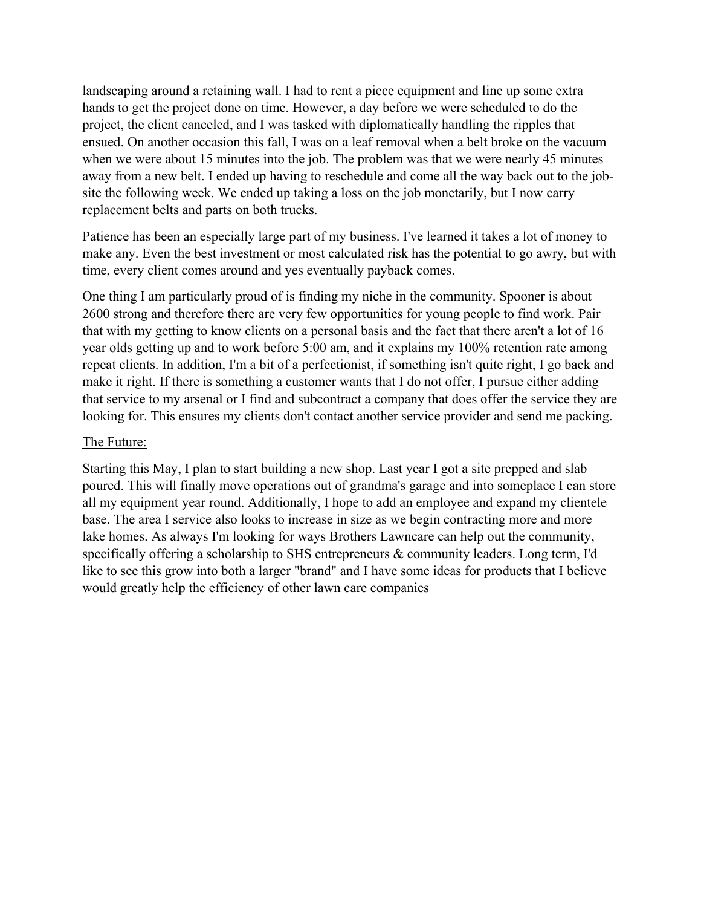landscaping around a retaining wall. I had to rent a piece equipment and line up some extra hands to get the project done on time. However, a day before we were scheduled to do the project, the client canceled, and I was tasked with diplomatically handling the ripples that ensued. On another occasion this fall, I was on a leaf removal when a belt broke on the vacuum when we were about 15 minutes into the job. The problem was that we were nearly 45 minutes away from a new belt. I ended up having to reschedule and come all the way back out to the job-site the following week. We ended up taking a loss on the job monetarily, but I now carry replacement belts and parts on both trucks.

Patience has been an especially large part of my business. I've learned it takes a lot of money to make any. Even the best investment or most calculated risk has the potential to go awry, but with time, every client comes around and yes eventually payback comes.

One thing I am particularly proud of is finding my niche in the community. Spooner is about 2600 strong and therefore there are very few opportunities for young people to find work. Pair that with my getting to know clients on a personal basis and the fact that there aren't a lot of 16 year olds getting up and to work before 5:00 am, and it explains my 100% retention rate among repeat clients. In addition, I'm a bit of a perfectionist, if something isn't quite right, I go back and make it right. If there is something a customer wants that I do not offer, I pursue either adding that service to my arsenal or I find and subcontract a company that does offer the service they are looking for. This ensures my clients don't contact another service provider and send me packing.

## The Future:

Starting this May, I plan to start building a new shop. Last year I got a site prepped and slab poured. This will finally move operations out of grandma's garage and into someplace I can store all my equipment year round. Additionally, I hope to add an employee and expand my clientele base. The area I service also looks to increase in size as we begin contracting more and more lake homes. As always I'm looking for ways Brothers Lawncare can help out the community, specifically offering a scholarship to SHS entrepreneurs & community leaders. Long term, I'd like to see this grow into both a larger "brand" and I have some ideas for products that I believe would greatly help the efficiency of other lawn care companies